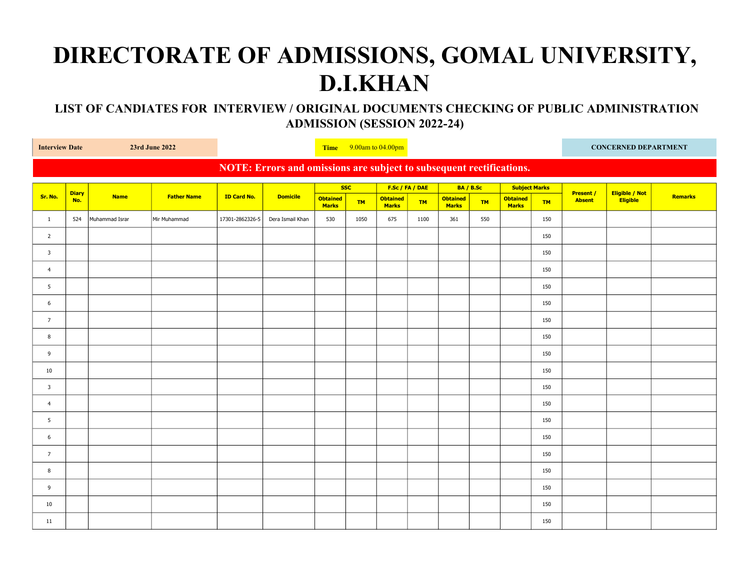# DIRECTORATE OF ADMISSIONS, GOMAL UNIVERSITY, D.I.KHAN

## LIST OF CANDIATES FOR INTERVIEW / ORIGINAL DOCUMENTS CHECKING OF PUBLIC ADMINISTRATION ADMISSION (SESSION 2022-24)

**Interview Date** **23rd June 2022** | **Time** 9.00am to 04.00pm | **CONCERNED DEPARTMENT**

**NOTE: Errors and omissions are subject to subsequent rectifications.**

| Sr. No. | Diary No. | Name | Father Name | ID Card No. | Domicile | SSC | | F.Sc / FA / DAE | | BA / B.Sc | | Subject Marks | | Present / Absent | Eligible / Not Eligible | Remarks |
|---|---|---|---|---|---|---|---|---|---|---|---|---|---|---|---|---|
| | | | | | | Obtained Marks | TM | Obtained Marks | TM | Obtained Marks | TM | Obtained Marks | TM | | | |
| 1 | 524 | Muhammad Israr | Mir Muhammad | 17301-2862326-5 | Dera Ismail Khan | 530 | 1050 | 675 | 1100 | 361 | 550 | | 150 | | | |
| 2 | | | | | | | | | | | | | 150 | | | |
| 3 | | | | | | | | | | | | | 150 | | | |
| 4 | | | | | | | | | | | | | 150 | | | |
| 5 | | | | | | | | | | | | | 150 | | | |
| 6 | | | | | | | | | | | | | 150 | | | |
| 7 | | | | | | | | | | | | | 150 | | | |
| 8 | | | | | | | | | | | | | 150 | | | |
| 9 | | | | | | | | | | | | | 150 | | | |
| 10 | | | | | | | | | | | | | 150 | | | |
| 3 | | | | | | | | | | | | | 150 | | | |
| 4 | | | | | | | | | | | | | 150 | | | |
| 5 | | | | | | | | | | | | | 150 | | | |
| 6 | | | | | | | | | | | | | 150 | | | |
| 7 | | | | | | | | | | | | | 150 | | | |
| 8 | | | | | | | | | | | | | 150 | | | |
| 9 | | | | | | | | | | | | | 150 | | | |
| 10 | | | | | | | | | | | | | 150 | | | |
| 11 | | | | | | | | | | | | | 150 | | | |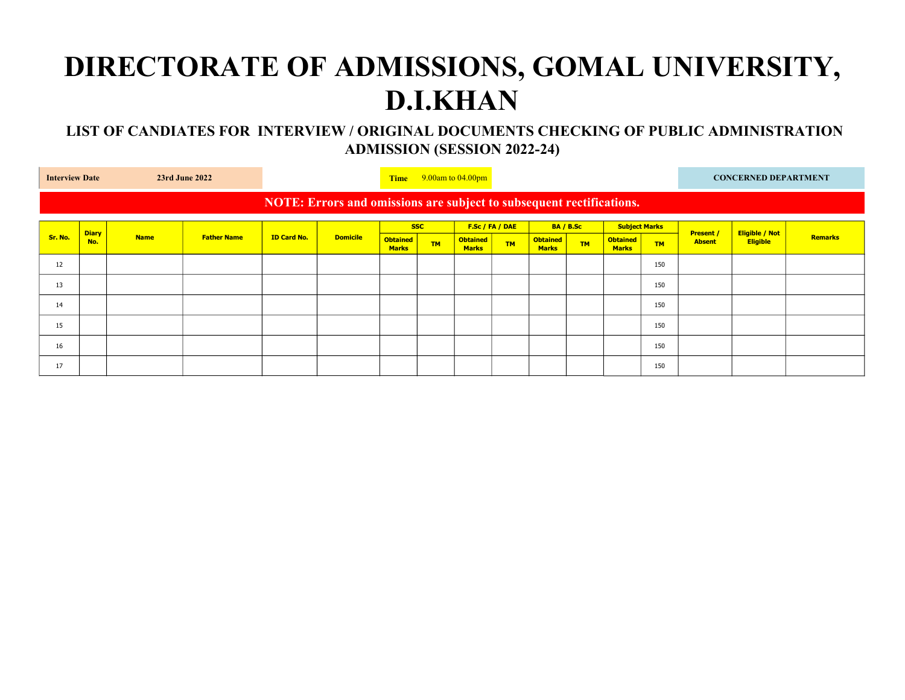# DIRECTORATE OF ADMISSIONS, GOMAL UNIVERSITY, D.I.KHAN

## LIST OF CANDIATES FOR INTERVIEW / ORIGINAL DOCUMENTS CHECKING OF PUBLIC ADMINISTRATION ADMISSION (SESSION 2022-24)

**Interview Date** **23rd June 2022** | **Time** 9.00am to 04.00pm | **CONCERNED DEPARTMENT**

**NOTE: Errors and omissions are subject to subsequent rectifications.**

| Sr. No. | Diary No. | Name | Father Name | ID Card No. | Domicile | SSC | | F.Sc / FA / DAE | | BA / B.Sc | | Subject Marks | | Present / Absent | Eligible / Not Eligible | Remarks |
|---|---|---|---|---|---|---|---|---|---|---|---|---|---|---|---|---|
| | | | | | | Obtained Marks | TM | Obtained Marks | TM | Obtained Marks | TM | Obtained Marks | TM | | | |
| 12 | | | | | | | | | | | | | 150 | | | |
| 13 | | | | | | | | | | | | | 150 | | | |
| 14 | | | | | | | | | | | | | 150 | | | |
| 15 | | | | | | | | | | | | | 150 | | | |
| 16 | | | | | | | | | | | | | 150 | | | |
| 17 | | | | | | | | | | | | | 150 | | | |